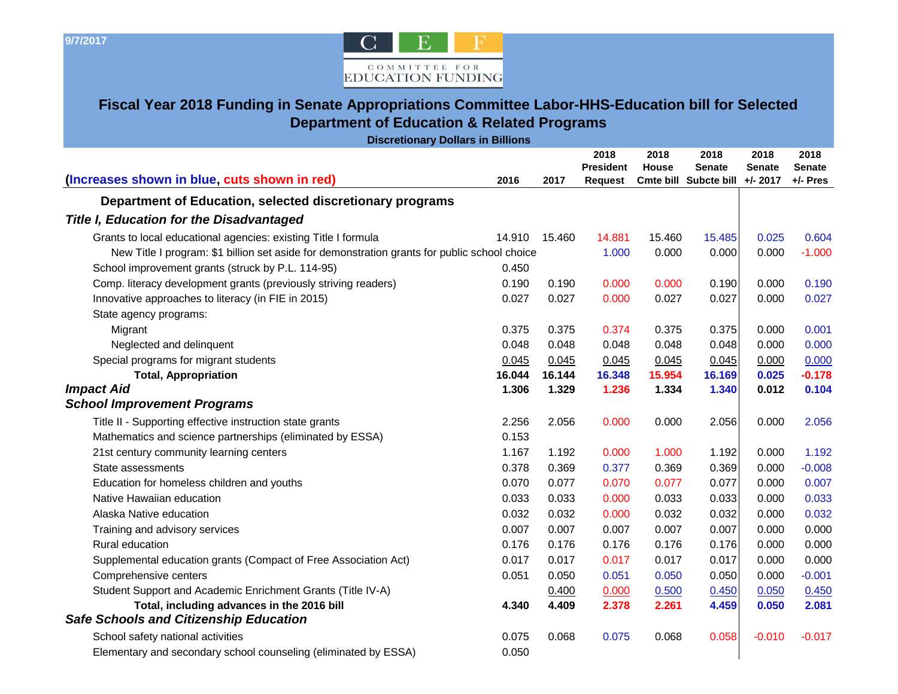9/7/2017

COMMITTEE FOR EDUCATION FUNDING

# Fiscal Year 2018 Funding in Senate Appropriations Committee Labor-HHS-Education bill for Selected Department of Education & Related Programs

**Discretionary Dollars in Billions**

| (Increases shown in blue, cuts shown in red) | 2016 | 2017 | 2018 President Request | 2018 House Cmte bill | 2018 Senate Subcte bill | 2018 Senate +/- 2017 | 2018 Senate +/- Pres |
|---|---|---|---|---|---|---|---|
| **Department of Education, selected discretionary programs** | | | | | | | |
| ***Title I, Education for the Disadvantaged*** | | | | | | | |
| Grants to local educational agencies: existing Title I formula | 14.910 | 15.460 | 14.881 | 15.460 | 15.485 | 0.025 | 0.604 |
| New Title I program: $1 billion set aside for demonstration grants for public school choice | | | 1.000 | 0.000 | 0.000 | 0.000 | -1.000 |
| School improvement grants (struck by P.L. 114-95) | 0.450 | | | | | | |
| Comp. literacy development grants (previously striving readers) | 0.190 | 0.190 | 0.000 | 0.000 | 0.190 | 0.000 | 0.190 |
| Innovative approaches to literacy (in FIE in 2015) | 0.027 | 0.027 | 0.000 | 0.027 | 0.027 | 0.000 | 0.027 |
| State agency programs: | | | | | | | |
| Migrant | 0.375 | 0.375 | 0.374 | 0.375 | 0.375 | 0.000 | 0.001 |
| Neglected and delinquent | 0.048 | 0.048 | 0.048 | 0.048 | 0.048 | 0.000 | 0.000 |
| Special programs for migrant students | 0.045 | 0.045 | 0.045 | 0.045 | 0.045 | 0.000 | 0.000 |
| **Total, Appropriation** | **16.044** | **16.144** | **16.348** | **15.954** | **16.169** | **0.025** | **-0.178** |
| ***Impact Aid*** | **1.306** | **1.329** | **1.236** | **1.334** | **1.340** | **0.012** | **0.104** |
| ***School Improvement Programs*** | | | | | | | |
| Title II - Supporting effective instruction state grants | 2.256 | 2.056 | 0.000 | 0.000 | 2.056 | 0.000 | 2.056 |
| Mathematics and science partnerships (eliminated by ESSA) | 0.153 | | | | | | |
| 21st century community learning centers | 1.167 | 1.192 | 0.000 | 1.000 | 1.192 | 0.000 | 1.192 |
| State assessments | 0.378 | 0.369 | 0.377 | 0.369 | 0.369 | 0.000 | -0.008 |
| Education for homeless children and youths | 0.070 | 0.077 | 0.070 | 0.077 | 0.077 | 0.000 | 0.007 |
| Native Hawaiian education | 0.033 | 0.033 | 0.000 | 0.033 | 0.033 | 0.000 | 0.033 |
| Alaska Native education | 0.032 | 0.032 | 0.000 | 0.032 | 0.032 | 0.000 | 0.032 |
| Training and advisory services | 0.007 | 0.007 | 0.007 | 0.007 | 0.007 | 0.000 | 0.000 |
| Rural education | 0.176 | 0.176 | 0.176 | 0.176 | 0.176 | 0.000 | 0.000 |
| Supplemental education grants (Compact of Free Association Act) | 0.017 | 0.017 | 0.017 | 0.017 | 0.017 | 0.000 | 0.000 |
| Comprehensive centers | 0.051 | 0.050 | 0.051 | 0.050 | 0.050 | 0.000 | -0.001 |
| Student Support and Academic Enrichment Grants (Title IV-A) | | 0.400 | 0.000 | 0.500 | 0.450 | 0.050 | 0.450 |
| **Total, including advances in the 2016 bill** | **4.340** | **4.409** | **2.378** | **2.261** | **4.459** | **0.050** | **2.081** |
| ***Safe Schools and Citizenship Education*** | | | | | | | |
| School safety national activities | 0.075 | 0.068 | 0.075 | 0.068 | 0.058 | -0.010 | -0.017 |
| Elementary and secondary school counseling (eliminated by ESSA) | 0.050 | | | | | | |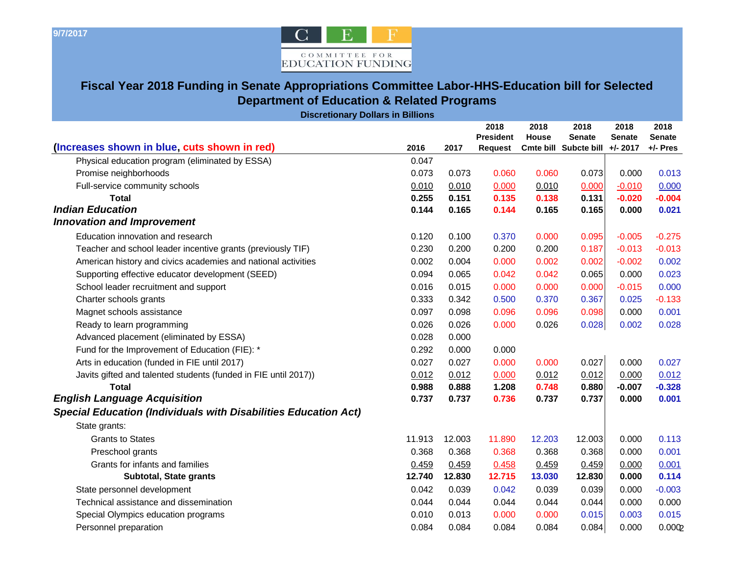9/7/2017

COMMITTEE FOR EDUCATION FUNDING

# Fiscal Year 2018 Funding in Senate Appropriations Committee Labor-HHS-Education bill for Selected Department of Education & Related Programs

**Discretionary Dollars in Billions**

| (Increases shown in blue, cuts shown in red) | 2016 | 2017 | 2018 President Request | 2018 House Cmte bill | 2018 Senate Subcte bill | 2018 Senate +/- 2017 | 2018 Senate +/- Pres |
|---|---|---|---|---|---|---|---|
| Physical education program (eliminated by ESSA) | 0.047 | | | | | | |
| Promise neighborhoods | 0.073 | 0.073 | 0.060 | 0.060 | 0.073 | 0.000 | 0.013 |
| Full-service community schools | 0.010 | 0.010 | 0.000 | 0.010 | 0.000 | -0.010 | 0.000 |
| **Total** | **0.255** | **0.151** | **0.135** | **0.138** | **0.131** | **-0.020** | **-0.004** |
| ***Indian Education*** | **0.144** | **0.165** | **0.144** | **0.165** | **0.165** | **0.000** | **0.021** |
| ***Innovation and Improvement*** | | | | | | | |
| Education innovation and research | 0.120 | 0.100 | 0.370 | 0.000 | 0.095 | -0.005 | -0.275 |
| Teacher and school leader incentive grants (previously TIF) | 0.230 | 0.200 | 0.200 | 0.200 | 0.187 | -0.013 | -0.013 |
| American history and civics academies and national activities | 0.002 | 0.004 | 0.000 | 0.002 | 0.002 | -0.002 | 0.002 |
| Supporting effective educator development (SEED) | 0.094 | 0.065 | 0.042 | 0.042 | 0.065 | 0.000 | 0.023 |
| School leader recruitment and support | 0.016 | 0.015 | 0.000 | 0.000 | 0.000 | -0.015 | 0.000 |
| Charter schools grants | 0.333 | 0.342 | 0.500 | 0.370 | 0.367 | 0.025 | -0.133 |
| Magnet schools assistance | 0.097 | 0.098 | 0.096 | 0.096 | 0.098 | 0.000 | 0.001 |
| Ready to learn programming | 0.026 | 0.026 | 0.000 | 0.026 | 0.028 | 0.002 | 0.028 |
| Advanced placement (eliminated by ESSA) | 0.028 | 0.000 | | | | | |
| Fund for the Improvement of Education (FIE): * | 0.292 | 0.000 | 0.000 | | | | |
| Arts in education (funded in FIE until 2017) | 0.027 | 0.027 | 0.000 | 0.000 | 0.027 | 0.000 | 0.027 |
| Javits gifted and talented students (funded in FIE until 2017)) | 0.012 | 0.012 | 0.000 | 0.012 | 0.012 | 0.000 | 0.012 |
| **Total** | **0.988** | **0.888** | **1.208** | **0.748** | **0.880** | **-0.007** | **-0.328** |
| ***English Language Acquisition*** | **0.737** | **0.737** | **0.736** | **0.737** | **0.737** | **0.000** | **0.001** |
| ***Special Education (Individuals with Disabilities Education Act)*** | | | | | | | |
| State grants: | | | | | | | |
| Grants to States | 11.913 | 12.003 | 11.890 | 12.203 | 12.003 | 0.000 | 0.113 |
| Preschool grants | 0.368 | 0.368 | 0.368 | 0.368 | 0.368 | 0.000 | 0.001 |
| Grants for infants and families | 0.459 | 0.459 | 0.458 | 0.459 | 0.459 | 0.000 | 0.001 |
| **Subtotal, State grants** | **12.740** | **12.830** | **12.715** | **13.030** | **12.830** | **0.000** | **0.114** |
| State personnel development | 0.042 | 0.039 | 0.042 | 0.039 | 0.039 | 0.000 | -0.003 |
| Technical assistance and dissemination | 0.044 | 0.044 | 0.044 | 0.044 | 0.044 | 0.000 | 0.000 |
| Special Olympics education programs | 0.010 | 0.013 | 0.000 | 0.000 | 0.015 | 0.003 | 0.015 |
| Personnel preparation | 0.084 | 0.084 | 0.084 | 0.084 | 0.084 | 0.000 | 0.000 |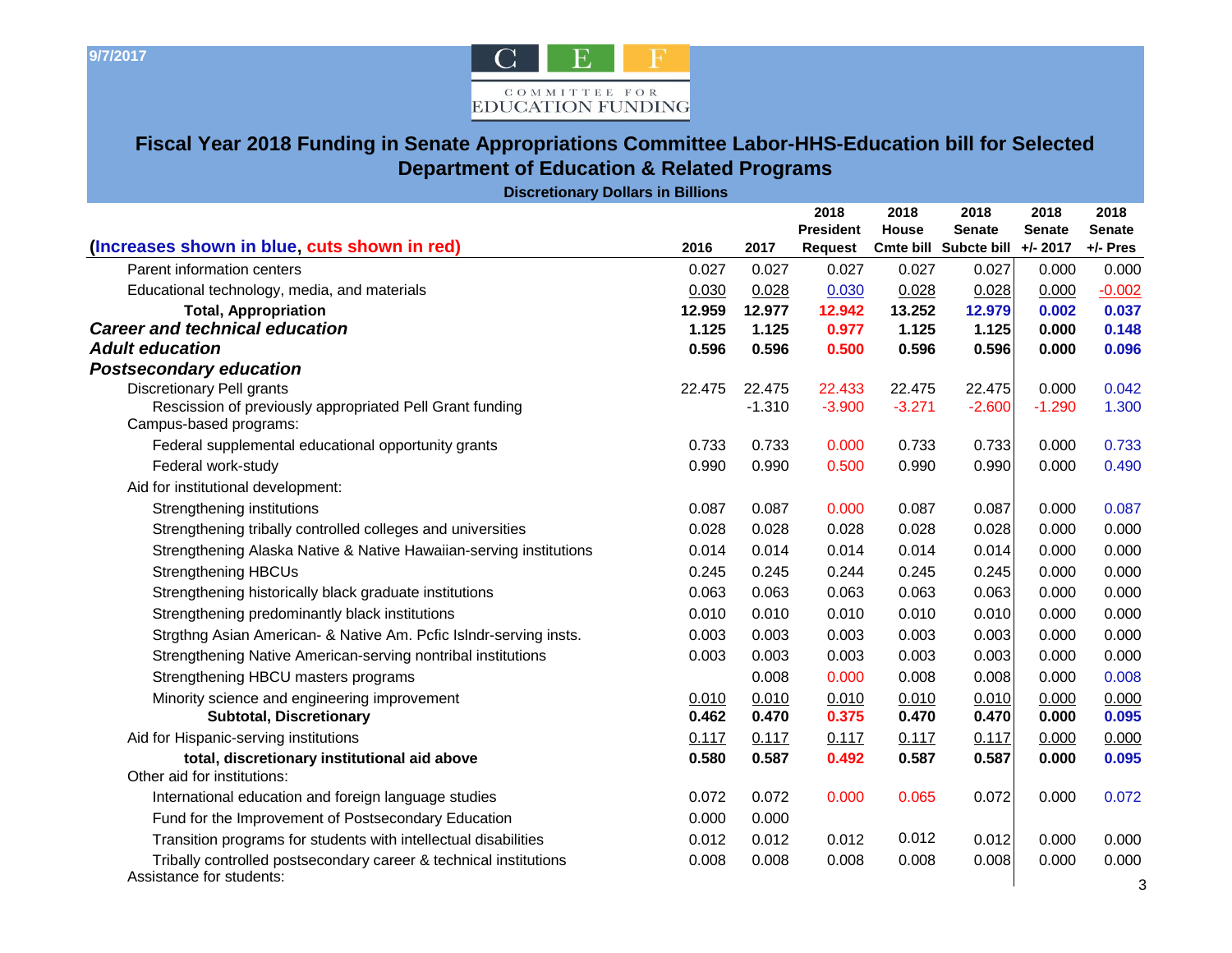9/7/2017

COMMITTEE FOR EDUCATION FUNDING

## Fiscal Year 2018 Funding in Senate Appropriations Committee Labor-HHS-Education bill for Selected Department of Education & Related Programs

**Discretionary Dollars in Billions**

| (Increases shown in blue, cuts shown in red) | 2016 | 2017 | 2018 President Request | 2018 House Cmte bill | 2018 Senate Subcte bill | 2018 Senate +/- 2017 | 2018 Senate +/- Pres |
|---|---|---|---|---|---|---|---|
| Parent information centers | 0.027 | 0.027 | 0.027 | 0.027 | 0.027 | 0.000 | 0.000 |
| Educational technology, media, and materials | 0.030 | 0.028 | 0.030 | 0.028 | 0.028 | 0.000 | -0.002 |
| **Total, Appropriation** | **12.959** | **12.977** | **12.942** | **13.252** | **12.979** | **0.002** | **0.037** |
| ***Career and technical education*** | **1.125** | **1.125** | **0.977** | **1.125** | **1.125** | **0.000** | **0.148** |
| ***Adult education*** | **0.596** | **0.596** | **0.500** | **0.596** | **0.596** | **0.000** | **0.096** |
| ***Postsecondary education*** | | | | | | | |
| Discretionary Pell grants | 22.475 | 22.475 | 22.433 | 22.475 | 22.475 | 0.000 | 0.042 |
| Rescission of previously appropriated Pell Grant funding | | -1.310 | -3.900 | -3.271 | -2.600 | -1.290 | 1.300 |
| Campus-based programs: | | | | | | | |
| Federal supplemental educational opportunity grants | 0.733 | 0.733 | 0.000 | 0.733 | 0.733 | 0.000 | 0.733 |
| Federal work-study | 0.990 | 0.990 | 0.500 | 0.990 | 0.990 | 0.000 | 0.490 |
| Aid for institutional development: | | | | | | | |
| Strengthening institutions | 0.087 | 0.087 | 0.000 | 0.087 | 0.087 | 0.000 | 0.087 |
| Strengthening tribally controlled colleges and universities | 0.028 | 0.028 | 0.028 | 0.028 | 0.028 | 0.000 | 0.000 |
| Strengthening Alaska Native & Native Hawaiian-serving institutions | 0.014 | 0.014 | 0.014 | 0.014 | 0.014 | 0.000 | 0.000 |
| Strengthening HBCUs | 0.245 | 0.245 | 0.244 | 0.245 | 0.245 | 0.000 | 0.000 |
| Strengthening historically black graduate institutions | 0.063 | 0.063 | 0.063 | 0.063 | 0.063 | 0.000 | 0.000 |
| Strengthening predominantly black institutions | 0.010 | 0.010 | 0.010 | 0.010 | 0.010 | 0.000 | 0.000 |
| Strgthng Asian American- & Native Am. Pcfic Islndr-serving insts. | 0.003 | 0.003 | 0.003 | 0.003 | 0.003 | 0.000 | 0.000 |
| Strengthening Native American-serving nontribal institutions | 0.003 | 0.003 | 0.003 | 0.003 | 0.003 | 0.000 | 0.000 |
| Strengthening HBCU masters programs | | 0.008 | 0.000 | 0.008 | 0.008 | 0.000 | 0.008 |
| Minority science and engineering improvement | 0.010 | 0.010 | 0.010 | 0.010 | 0.010 | 0.000 | 0.000 |
| **Subtotal, Discretionary** | **0.462** | **0.470** | **0.375** | **0.470** | **0.470** | **0.000** | **0.095** |
| Aid for Hispanic-serving institutions | 0.117 | 0.117 | 0.117 | 0.117 | 0.117 | 0.000 | 0.000 |
| **total, discretionary institutional aid above** | **0.580** | **0.587** | **0.492** | **0.587** | **0.587** | **0.000** | **0.095** |
| Other aid for institutions: | | | | | | | |
| International education and foreign language studies | 0.072 | 0.072 | 0.000 | 0.065 | 0.072 | 0.000 | 0.072 |
| Fund for the Improvement of Postsecondary Education | 0.000 | 0.000 | | | | | |
| Transition programs for students with intellectual disabilities | 0.012 | 0.012 | 0.012 | 0.012 | 0.012 | 0.000 | 0.000 |
| Tribally controlled postsecondary career & technical institutions | 0.008 | 0.008 | 0.008 | 0.008 | 0.008 | 0.000 | 0.000 |
| Assistance for students: | | | | | | | |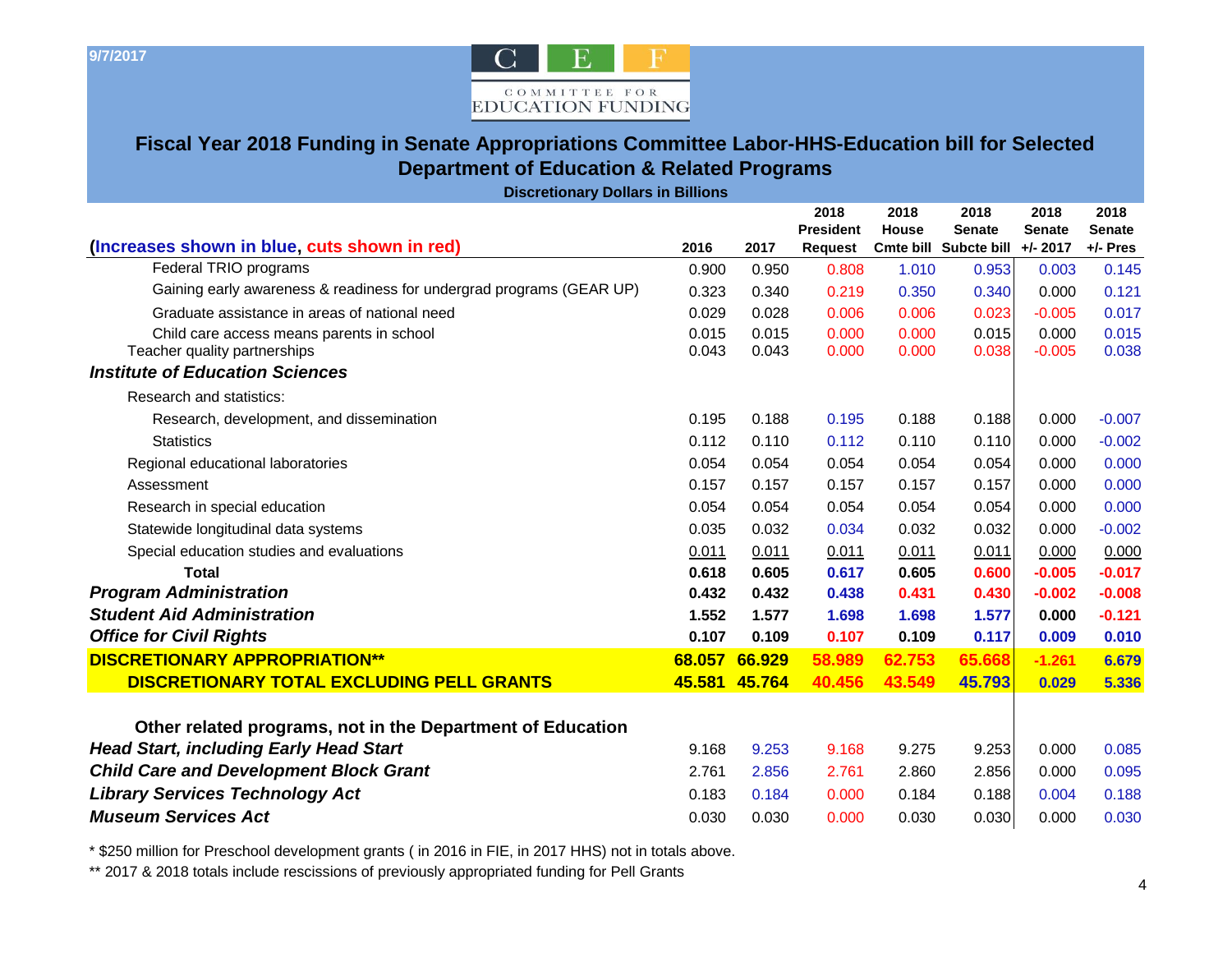9/7/2017

COMMITTEE FOR EDUCATION FUNDING

## Fiscal Year 2018 Funding in Senate Appropriations Committee Labor-HHS-Education bill for Selected Department of Education & Related Programs

**Discretionary Dollars in Billions**

| (Increases shown in blue, cuts shown in red) | 2016 | 2017 | 2018 President Request | 2018 House Cmte bill | 2018 Senate Subcte bill | 2018 Senate +/- 2017 | 2018 Senate +/- Pres |
|---|---|---|---|---|---|---|---|
| Federal TRIO programs | 0.900 | 0.950 | 0.808 | 1.010 | 0.953 | 0.003 | 0.145 |
| Gaining early awareness & readiness for undergrad programs (GEAR UP) | 0.323 | 0.340 | 0.219 | 0.350 | 0.340 | 0.000 | 0.121 |
| Graduate assistance in areas of national need | 0.029 | 0.028 | 0.006 | 0.006 | 0.023 | -0.005 | 0.017 |
| Child care access means parents in school | 0.015 | 0.015 | 0.000 | 0.000 | 0.015 | 0.000 | 0.015 |
| Teacher quality partnerships | 0.043 | 0.043 | 0.000 | 0.000 | 0.038 | -0.005 | 0.038 |
| ***Institute of Education Sciences*** | | | | | | | |
| Research and statistics: | | | | | | | |
| Research, development, and dissemination | 0.195 | 0.188 | 0.195 | 0.188 | 0.188 | 0.000 | -0.007 |
| Statistics | 0.112 | 0.110 | 0.112 | 0.110 | 0.110 | 0.000 | -0.002 |
| Regional educational laboratories | 0.054 | 0.054 | 0.054 | 0.054 | 0.054 | 0.000 | 0.000 |
| Assessment | 0.157 | 0.157 | 0.157 | 0.157 | 0.157 | 0.000 | 0.000 |
| Research in special education | 0.054 | 0.054 | 0.054 | 0.054 | 0.054 | 0.000 | 0.000 |
| Statewide longitudinal data systems | 0.035 | 0.032 | 0.034 | 0.032 | 0.032 | 0.000 | -0.002 |
| Special education studies and evaluations | 0.011 | 0.011 | 0.011 | 0.011 | 0.011 | 0.000 | 0.000 |
| **Total** | **0.618** | **0.605** | **0.617** | **0.605** | **0.600** | **-0.005** | **-0.017** |
| ***Program Administration*** | **0.432** | **0.432** | **0.438** | **0.431** | **0.430** | **-0.002** | **-0.008** |
| ***Student Aid Administration*** | **1.552** | **1.577** | **1.698** | **1.698** | **1.577** | **0.000** | **-0.121** |
| ***Office for Civil Rights*** | **0.107** | **0.109** | **0.107** | **0.109** | **0.117** | **0.009** | **0.010** |
| **DISCRETIONARY APPROPRIATION\*\*** | **68.057** | **66.929** | **58.989** | **62.753** | **65.668** | **-1.261** | **6.679** |
| **DISCRETIONARY TOTAL EXCLUDING PELL GRANTS** | **45.581** | **45.764** | **40.456** | **43.549** | **45.793** | **0.029** | **5.336** |
| **Other related programs, not in the Department of Education** | | | | | | | |
| ***Head Start, including Early Head Start*** | 9.168 | 9.253 | 9.168 | 9.275 | 9.253 | 0.000 | 0.085 |
| ***Child Care and Development Block Grant*** | 2.761 | 2.856 | 2.761 | 2.860 | 2.856 | 0.000 | 0.095 |
| ***Library Services Technology Act*** | 0.183 | 0.184 | 0.000 | 0.184 | 0.188 | 0.004 | 0.188 |
| ***Museum Services Act*** | 0.030 | 0.030 | 0.000 | 0.030 | 0.030 | 0.000 | 0.030 |

* $250 million for Preschool development grants ( in 2016 in FIE, in 2017 HHS) not in totals above.

** 2017 & 2018 totals include rescissions of previously appropriated funding for Pell Grants